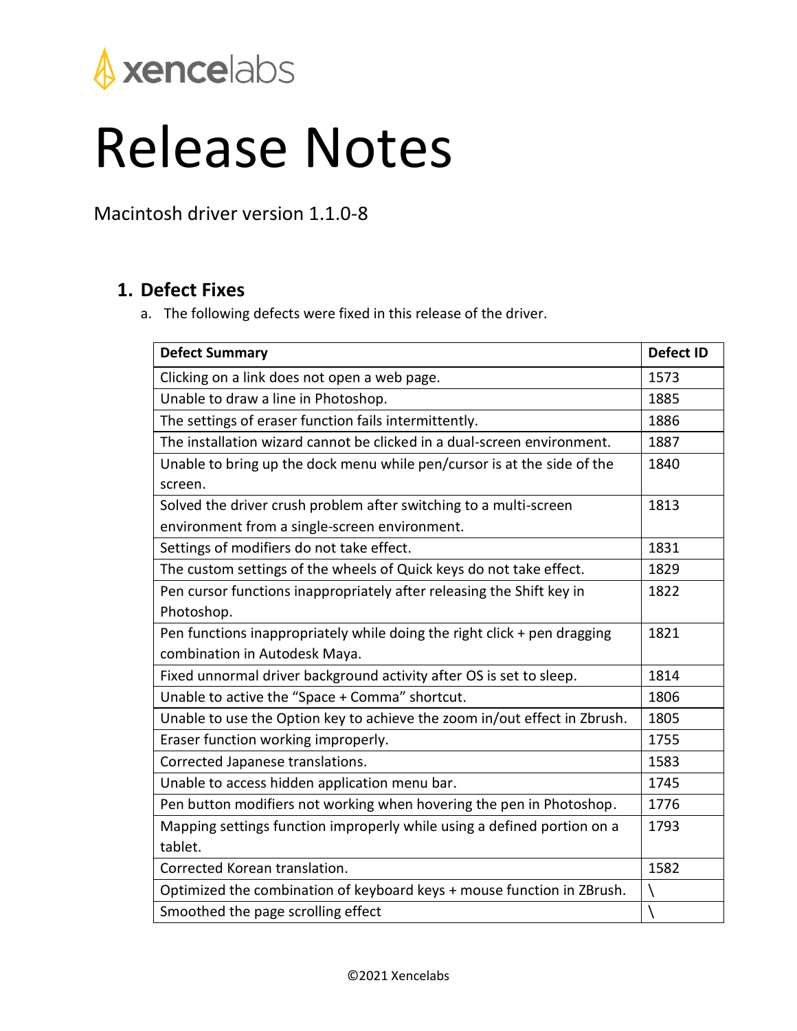xencelabs

# Release Notes

Macintosh driver version 1.1.0-8

## 1. Defect Fixes

a. The following defects were fixed in this release of the driver.

| Defect Summary | Defect ID |
|---|---|
| Clicking on a link does not open a web page. | 1573 |
| Unable to draw a line in Photoshop. | 1885 |
| The settings of eraser function fails intermittently. | 1886 |
| The installation wizard cannot be clicked in a dual-screen environment. | 1887 |
| Unable to bring up the dock menu while pen/cursor is at the side of the screen. | 1840 |
| Solved the driver crush problem after switching to a multi-screen environment from a single-screen environment. | 1813 |
| Settings of modifiers do not take effect. | 1831 |
| The custom settings of the wheels of Quick keys do not take effect. | 1829 |
| Pen cursor functions inappropriately after releasing the Shift key in Photoshop. | 1822 |
| Pen functions inappropriately while doing the right click + pen dragging combination in Autodesk Maya. | 1821 |
| Fixed unnormal driver background activity after OS is set to sleep. | 1814 |
| Unable to active the “Space + Comma” shortcut. | 1806 |
| Unable to use the Option key to achieve the zoom in/out effect in Zbrush. | 1805 |
| Eraser function working improperly. | 1755 |
| Corrected Japanese translations. | 1583 |
| Unable to access hidden application menu bar. | 1745 |
| Pen button modifiers not working when hovering the pen in Photoshop. | 1776 |
| Mapping settings function improperly while using a defined portion on a tablet. | 1793 |
| Corrected Korean translation. | 1582 |
| Optimized the combination of keyboard keys + mouse function in ZBrush. | \ |
| Smoothed the page scrolling effect | \ |

©2021 Xencelabs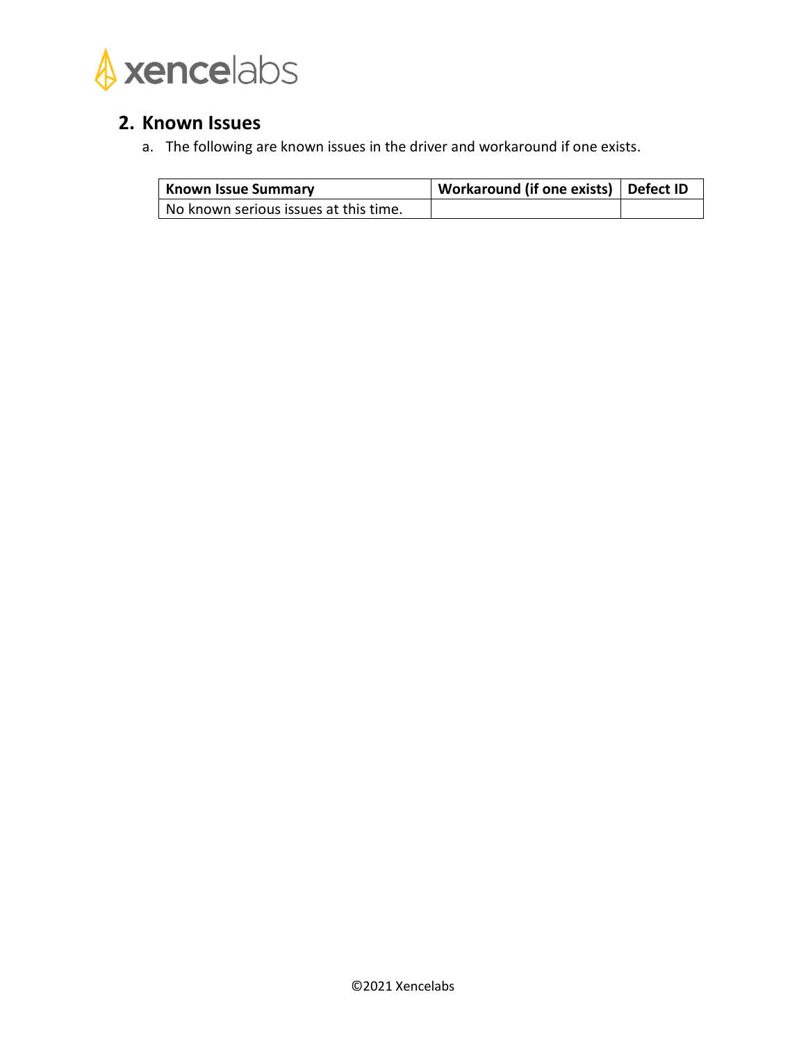## 2. Known Issues

a. The following are known issues in the driver and workaround if one exists.

| Known Issue Summary | Workaround (if one exists) | Defect ID |
|---|---|---|
| No known serious issues at this time. | | |

©2021 Xencelabs